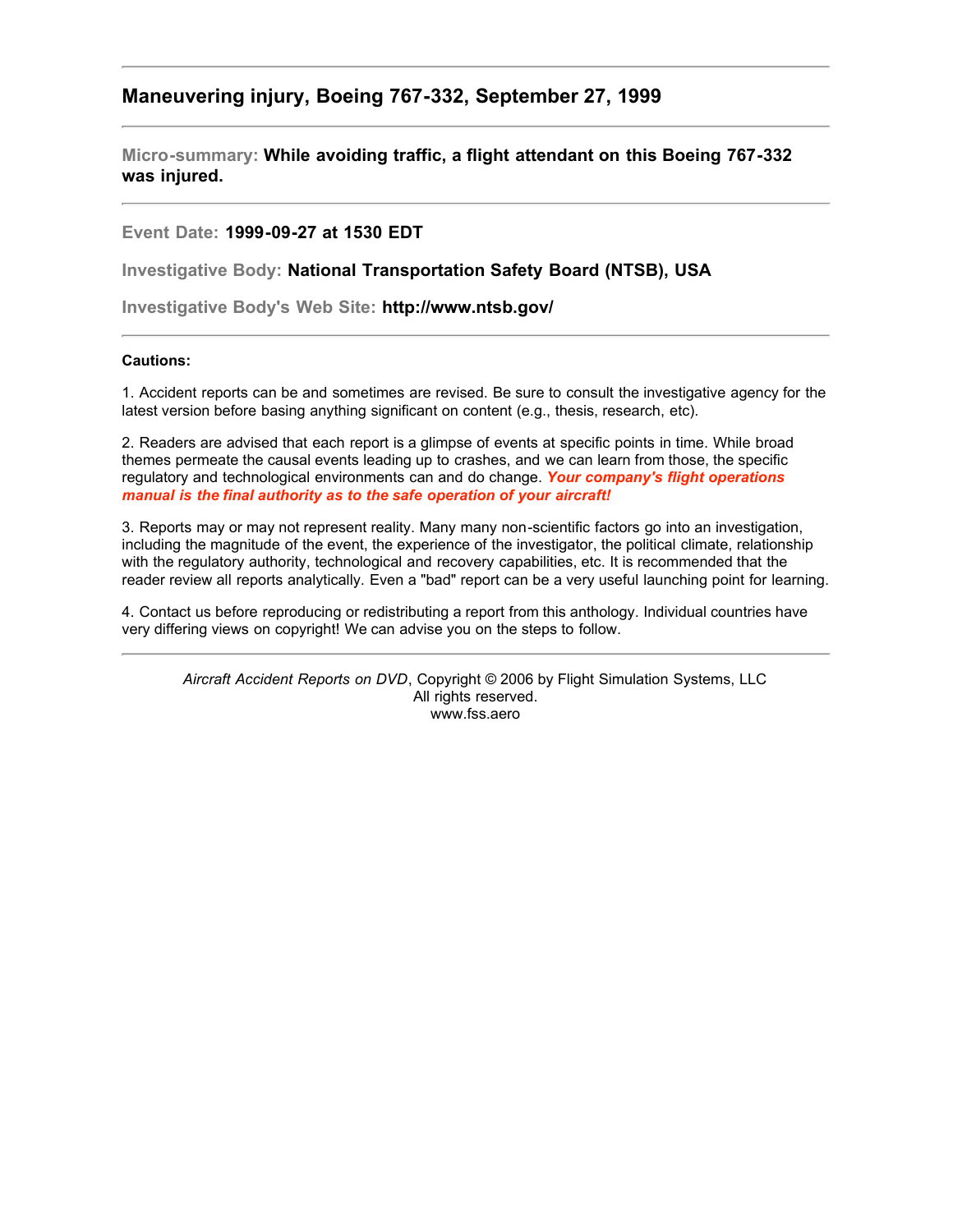## Maneuvering injury, Boeing 767-332, September 27, 1999

---

**Micro-summary:** **While avoiding traffic, a flight attendant on this Boeing 767-332 was injured.**

---

**Event Date:** **1999-09-27 at 1530 EDT**

**Investigative Body:** **National Transportation Safety Board (NTSB), USA**

**Investigative Body's Web Site:** **http://www.ntsb.gov/**

---

**Cautions:**

1. Accident reports can be and sometimes are revised. Be sure to consult the investigative agency for the latest version before basing anything significant on content (e.g., thesis, research, etc).

2. Readers are advised that each report is a glimpse of events at specific points in time. While broad themes permeate the causal events leading up to crashes, and we can learn from those, the specific regulatory and technological environments can and do change. ***Your company's flight operations manual is the final authority as to the safe operation of your aircraft!***

3. Reports may or may not represent reality. Many many non-scientific factors go into an investigation, including the magnitude of the event, the experience of the investigator, the political climate, relationship with the regulatory authority, technological and recovery capabilities, etc. It is recommended that the reader review all reports analytically. Even a "bad" report can be a very useful launching point for learning.

4. Contact us before reproducing or redistributing a report from this anthology. Individual countries have very differing views on copyright! We can advise you on the steps to follow.

---

*Aircraft Accident Reports on DVD*, Copyright © 2006 by Flight Simulation Systems, LLC
All rights reserved.
www.fss.aero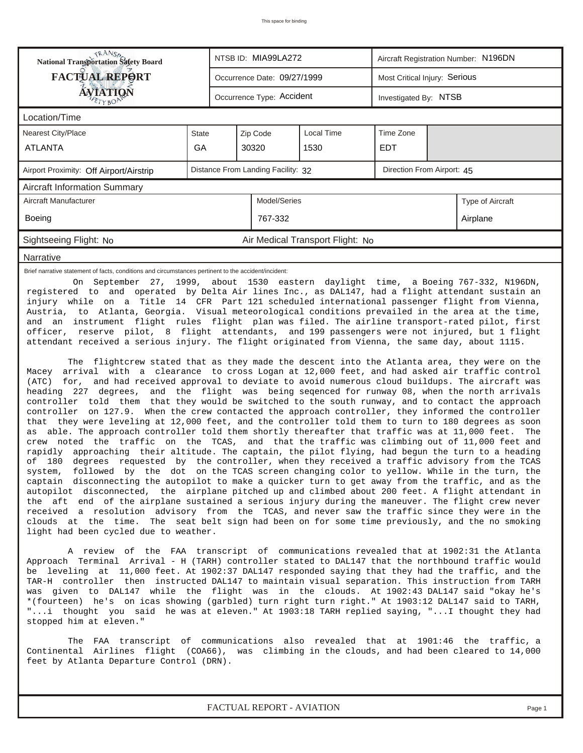This space for binding

| National Transportation Safety Board FACTUAL REPORT AVIATION | NTSB ID: MIA99LA272 | Aircraft Registration Number: N196DN |
|---|---|---|
| | Occurrence Date: 09/27/1999 | Most Critical Injury: Serious |
| | Occurrence Type: Accident | Investigated By: NTSB |

## Location/Time

| Nearest City/Place | State | Zip Code | Local Time | Time Zone |
|---|---|---|---|---|
| ATLANTA | GA | 30320 | 1530 | EDT |

| Airport Proximity: Off Airport/Airstrip | Distance From Landing Facility: 32 | Direction From Airport: 45 |
|---|---|---|

## Aircraft Information Summary

| Aircraft Manufacturer | Model/Series | Type of Aircraft |
|---|---|---|
| Boeing | 767-332 | Airplane |

Sightseeing Flight: No    Air Medical Transport Flight: No

## Narrative

Brief narrative statement of facts, conditions and circumstances pertinent to the accident/incident:

On September 27, 1999, about 1530 eastern daylight time, a Boeing 767-332, N196DN, registered to and operated by Delta Air lines Inc., as DAL147, had a flight attendant sustain an injury while on a Title 14 CFR Part 121 scheduled international passenger flight from Vienna, Austria, to Atlanta, Georgia. Visual meteorological conditions prevailed in the area at the time, and an instrument flight rules flight plan was filed. The airline transport-rated pilot, first officer, reserve pilot, 8 flight attendants, and 199 passengers were not injured, but 1 flight attendant received a serious injury. The flight originated from Vienna, the same day, about 1115.

The flightcrew stated that as they made the descent into the Atlanta area, they were on the Macey arrival with a clearance to cross Logan at 12,000 feet, and had asked air traffic control (ATC) for, and had received approval to deviate to avoid numerous cloud buildups. The aircraft was heading 227 degrees, and the flight was being seqenced for runway 08, when the north arrivals controller told them that they would be switched to the south runway, and to contact the approach controller on 127.9. When the crew contacted the approach controller, they informed the controller that they were leveling at 12,000 feet, and the controller told them to turn to 180 degrees as soon as able. The approach controller told them shortly thereafter that traffic was at 11,000 feet. The crew noted the traffic on the TCAS, and that the traffic was climbing out of 11,000 feet and rapidly approaching their altitude. The captain, the pilot flying, had begun the turn to a heading of 180 degrees requested by the controller, when they received a traffic advisory from the TCAS system, followed by the dot on the TCAS screen changing color to yellow. While in the turn, the captain disconnecting the autopilot to make a quicker turn to get away from the traffic, and as the autopilot disconnected, the airplane pitched up and climbed about 200 feet. A flight attendant in the aft end of the airplane sustained a serious injury during the maneuver. The flight crew never received a resolution advisory from the TCAS, and never saw the traffic since they were in the clouds at the time. The seat belt sign had been on for some time previously, and the no smoking light had been cycled due to weather.

A review of the FAA transcript of communications revealed that at 1902:31 the Atlanta Approach Terminal Arrival - H (TARH) controller stated to DAL147 that the northbound traffic would be leveling at 11,000 feet. At 1902:37 DAL147 responded saying that they had the traffic, and the TAR-H controller then instructed DAL147 to maintain visual separation. This instruction from TARH was given to DAL147 while the flight was in the clouds. At 1902:43 DAL147 said "okay he's *(fourteen) he's on icas showing (garbled) turn right turn right." At 1903:12 DAL147 said to TARH, "...i thought you said he was at eleven." At 1903:18 TARH replied saying, "...I thought they had stopped him at eleven."

The FAA transcript of communications also revealed that at 1901:46 the traffic, a Continental Airlines flight (COA66), was climbing in the clouds, and had been cleared to 14,000 feet by Atlanta Departure Control (DRN).

FACTUAL REPORT - AVIATION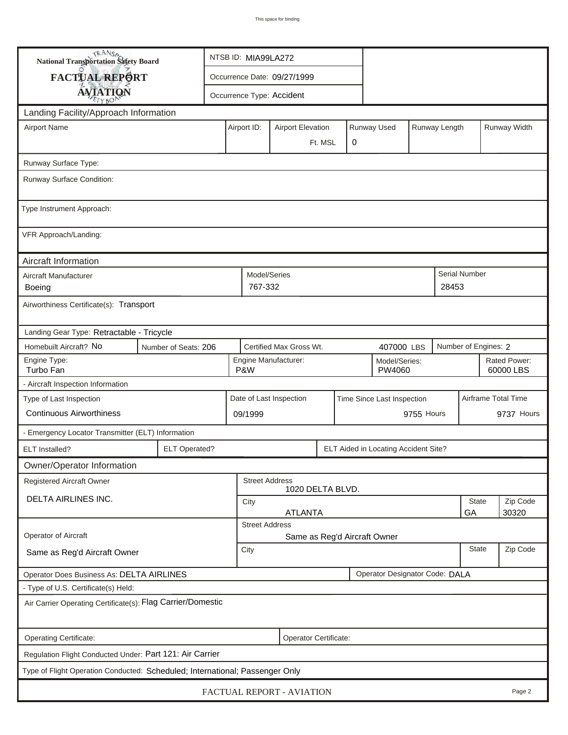This space for binding

| National Transportation Safety Board FACTUAL REPORT AVIATION | NTSB ID: MIA99LA272 |
|---|---|
| | Occurrence Date: 09/27/1999 |
| | Occurrence Type: Accident |

## Landing Facility/Approach Information

| Airport Name | Airport ID: | Airport Elevation | Runway Used | Runway Length | Runway Width |
|---|---|---|---|---|---|
| | | Ft. MSL | 0 | | |

Runway Surface Type:

Runway Surface Condition:

Type Instrument Approach:

VFR Approach/Landing:

## Aircraft Information

| Aircraft Manufacturer | Model/Series | Serial Number |
|---|---|---|
| Boeing | 767-332 | 28453 |

Airworthiness Certificate(s): Transport

Landing Gear Type: Retractable - Tricycle

| Homebuilt Aircraft? No | Number of Seats: 206 | Certified Max Gross Wt. 407000 LBS | Number of Engines: 2 |
|---|---|---|---|

| Engine Type: | Engine Manufacturer: | Model/Series: | Rated Power: |
|---|---|---|---|
| Turbo Fan | P&W | PW4060 | 60000 LBS |

- Aircraft Inspection Information

| Type of Last Inspection | Date of Last Inspection | Time Since Last Inspection | Airframe Total Time |
|---|---|---|---|
| Continuous Airworthiness | 09/1999 | 9755 Hours | 9737 Hours |

- Emergency Locator Transmitter (ELT) Information

| ELT Installed? | ELT Operated? | ELT Aided in Locating Accident Site? |
|---|---|---|
| | | |

## Owner/Operator Information

| Registered Aircraft Owner | Street Address | | |
|---|---|---|---|
| DELTA AIRLINES INC. | 1020 DELTA BLVD. | | |
| | City | State | Zip Code |
| | ATLANTA | GA | 30320 |

| Operator of Aircraft | Street Address | | |
|---|---|---|---|
| Same as Reg'd Aircraft Owner | Same as Reg'd Aircraft Owner | | |
| | City | State | Zip Code |
| | | | |

Operator Does Business As: DELTA AIRLINES

Operator Designator Code: DALA

- Type of U.S. Certificate(s) Held:

Air Carrier Operating Certificate(s): Flag Carrier/Domestic

Operating Certificate:

Operator Certificate:

Regulation Flight Conducted Under: Part 121: Air Carrier

Type of Flight Operation Conducted: Scheduled; International; Passenger Only

FACTUAL REPORT - AVIATION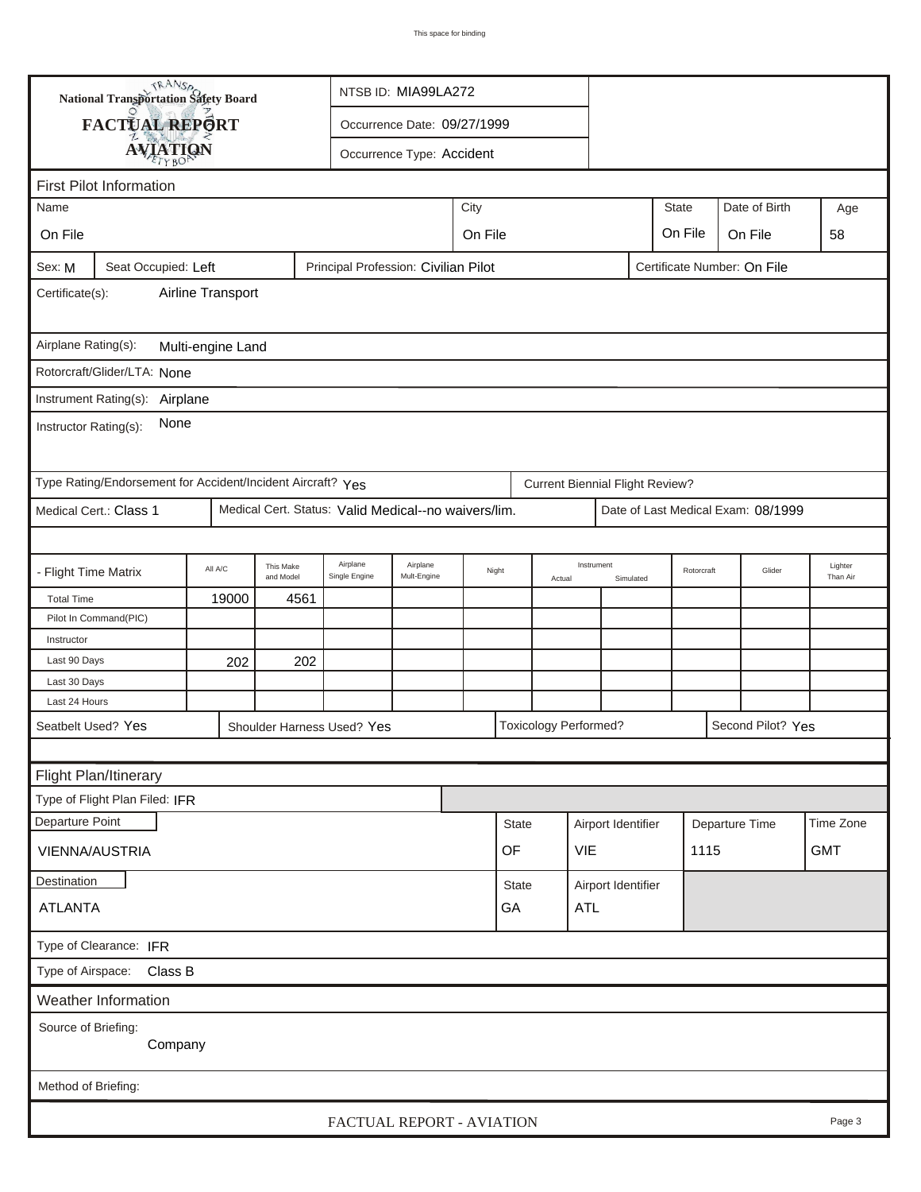National Transportation Safety Board

**FACTUAL REPORT**

**AVIATION**

NTSB ID: MIA99LA272

Occurrence Date: 09/27/1999

Occurrence Type: Accident

## First Pilot Information

| Name | City | State | Date of Birth | Age |
|---|---|---|---|---|
| On File | On File | On File | On File | 58 |

Sex: M | Seat Occupied: Left | Principal Profession: Civilian Pilot | Certificate Number: On File

Certificate(s): Airline Transport

Airplane Rating(s): Multi-engine Land

Rotorcraft/Glider/LTA: None

Instrument Rating(s): Airplane

Instructor Rating(s): None

Type Rating/Endorsement for Accident/Incident Aircraft? Yes | Current Biennial Flight Review?

Medical Cert.: Class 1 | Medical Cert. Status: Valid Medical--no waivers/lim. | Date of Last Medical Exam: 08/1999

| - Flight Time Matrix | All A/C | This Make and Model | Airplane Single Engine | Airplane Mult-Engine | Night | Instrument Actual | Instrument Simulated | Rotorcraft | Glider | Lighter Than Air |
|---|---|---|---|---|---|---|---|---|---|---|
| Total Time | 19000 | 4561 | | | | | | | | |
| Pilot In Command(PIC) | | | | | | | | | | |
| Instructor | | | | | | | | | | |
| Last 90 Days | 202 | 202 | | | | | | | | |
| Last 30 Days | | | | | | | | | | |
| Last 24 Hours | | | | | | | | | | |

Seatbelt Used? Yes | Shoulder Harness Used? Yes | Toxicology Performed? | Second Pilot? Yes

## Flight Plan/Itinerary

Type of Flight Plan Filed: IFR

| Departure Point | State | Airport Identifier | Departure Time | Time Zone |
|---|---|---|---|---|
| VIENNA/AUSTRIA | OF | VIE | 1115 | GMT |

| Destination | State | Airport Identifier |
|---|---|---|
| ATLANTA | GA | ATL |

Type of Clearance: IFR

Type of Airspace: Class B

## Weather Information

Source of Briefing: Company

Method of Briefing:

FACTUAL REPORT - AVIATION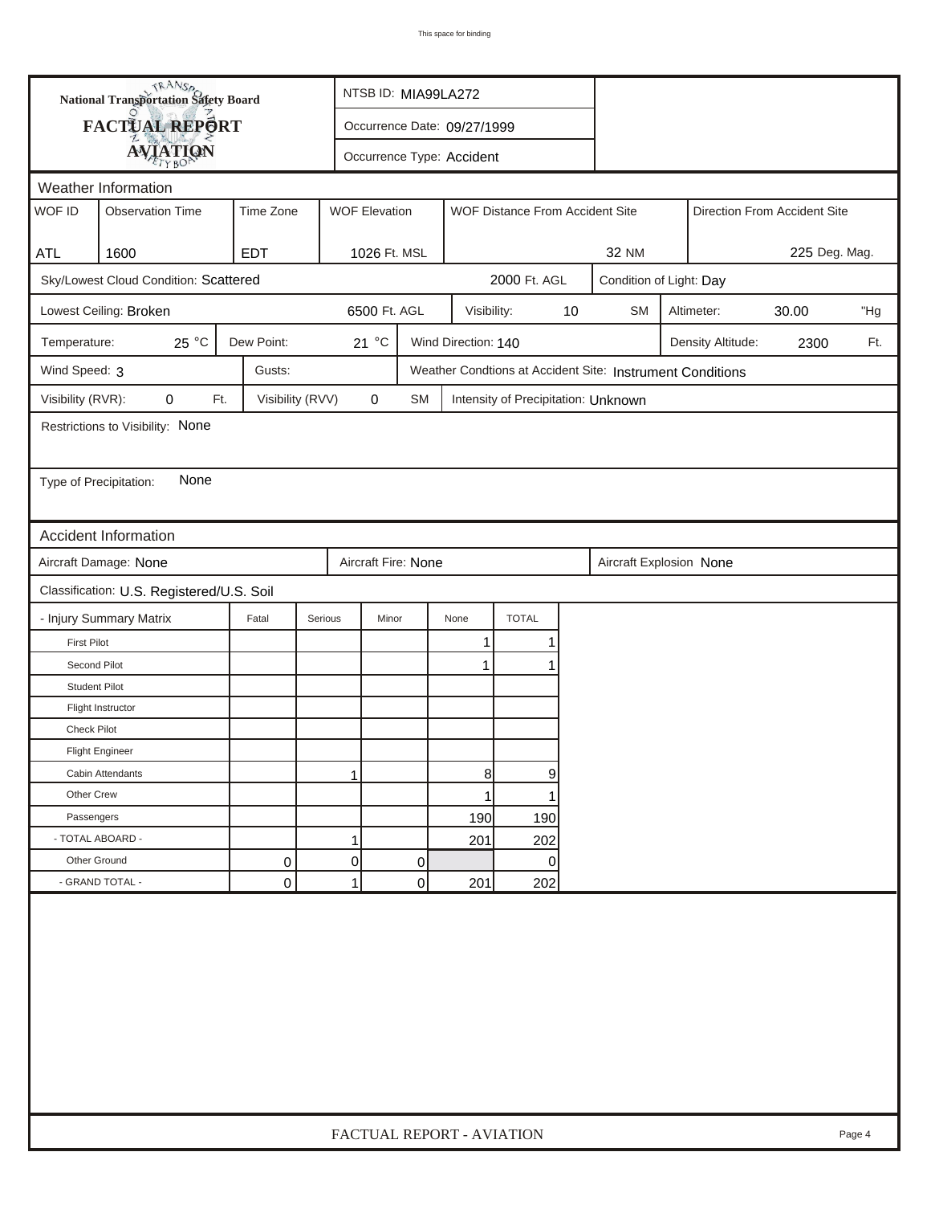**National Transportation Safety Board**

**FACTUAL REPORT**

**AVIATION**

NTSB ID: MIA99LA272

Occurrence Date: 09/27/1999

Occurrence Type: Accident

## Weather Information

| WOF ID | Observation Time | Time Zone | WOF Elevation | WOF Distance From Accident Site | Direction From Accident Site |
|---|---|---|---|---|---|
| ATL | 1600 | EDT | 1026 Ft. MSL | 32 NM | 225 Deg. Mag. |

Sky/Lowest Cloud Condition: Scattered — 2000 Ft. AGL — Condition of Light: Day

Lowest Ceiling: Broken — 6500 Ft. AGL — Visibility: 10 SM — Altimeter: 30.00 "Hg

Temperature: 25 °C — Dew Point: 21 °C — Wind Direction: 140 — Density Altitude: 2300 Ft.

Wind Speed: 3 — Gusts: — Weather Condtions at Accident Site: Instrument Conditions

Visibility (RVR): 0 Ft. — Visibility (RVV) 0 SM — Intensity of Precipitation: Unknown

Restrictions to Visibility: None

Type of Precipitation: None

## Accident Information

Aircraft Damage: None — Aircraft Fire: None — Aircraft Explosion None

Classification: U.S. Registered/U.S. Soil

| - Injury Summary Matrix | Fatal | Serious | Minor | None | TOTAL |
|---|---|---|---|---|---|
| First Pilot | | | | 1 | 1 |
| Second Pilot | | | | 1 | 1 |
| Student Pilot | | | | | |
| Flight Instructor | | | | | |
| Check Pilot | | | | | |
| Flight Engineer | | | | | |
| Cabin Attendants | | 1 | | 8 | 9 |
| Other Crew | | | | 1 | 1 |
| Passengers | | | | 190 | 190 |
| - TOTAL ABOARD - | | 1 | | 201 | 202 |
| Other Ground | 0 | 0 | 0 | | 0 |
| - GRAND TOTAL - | 0 | 1 | 0 | 201 | 202 |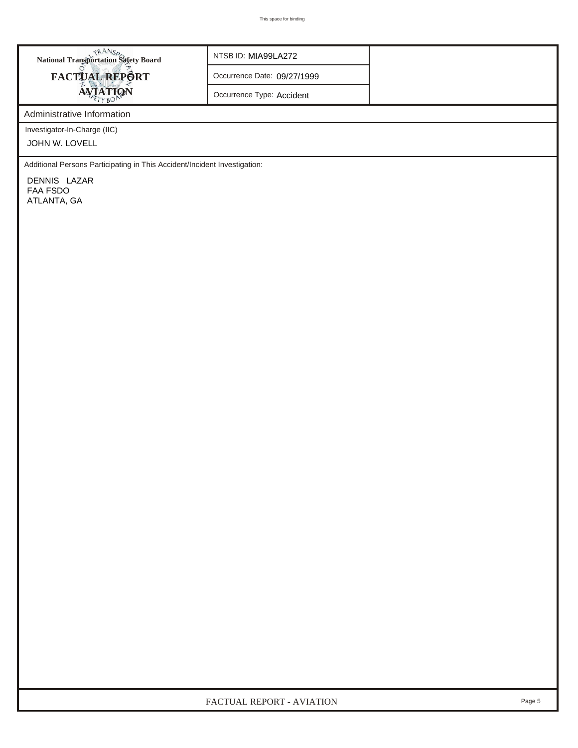**National Transportation Safety Board**

**FACTUAL REPORT**

**AVIATION**

| | |
|---|---|
| NTSB ID: MIA99LA272 | |
| Occurrence Date: 09/27/1999 | |
| Occurrence Type: Accident | |

## Administrative Information

Investigator-In-Charge (IIC)

JOHN W. LOVELL

Additional Persons Participating in This Accident/Incident Investigation:

DENNIS LAZAR
FAA FSDO
ATLANTA, GA